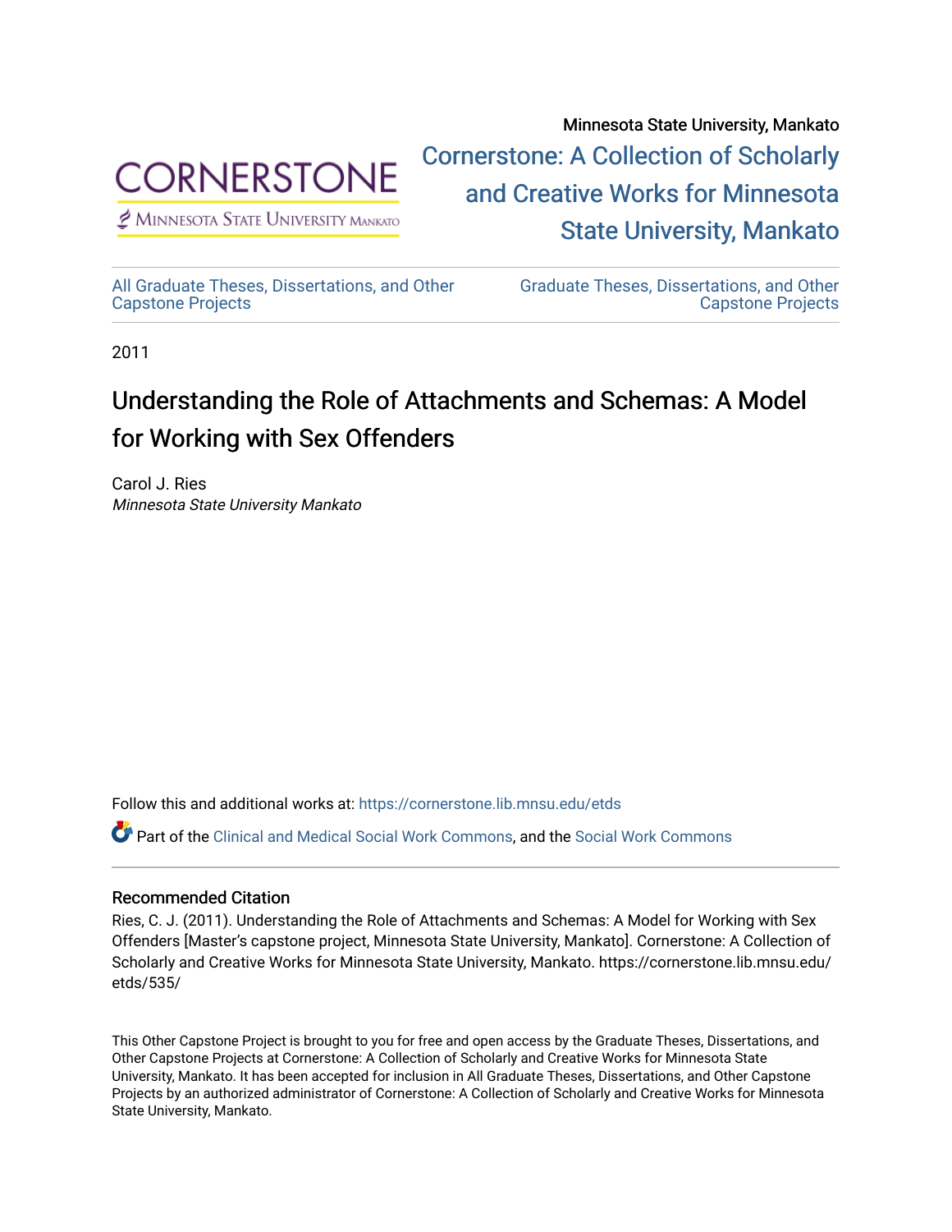Minnesota State University, Mankato

Cornerstone: A Collection of Scholarly and Creative Works for Minnesota State University, Mankato

All Graduate Theses, Dissertations, and Other Capstone Projects

Graduate Theses, Dissertations, and Other Capstone Projects

2011

# Understanding the Role of Attachments and Schemas: A Model for Working with Sex Offenders

Carol J. Ries
*Minnesota State University Mankato*

Follow this and additional works at: https://cornerstone.lib.mnsu.edu/etds

Part of the Clinical and Medical Social Work Commons, and the Social Work Commons

## Recommended Citation

Ries, C. J. (2011). Understanding the Role of Attachments and Schemas: A Model for Working with Sex Offenders [Master's capstone project, Minnesota State University, Mankato]. Cornerstone: A Collection of Scholarly and Creative Works for Minnesota State University, Mankato. https://cornerstone.lib.mnsu.edu/etds/535/

This Other Capstone Project is brought to you for free and open access by the Graduate Theses, Dissertations, and Other Capstone Projects at Cornerstone: A Collection of Scholarly and Creative Works for Minnesota State University, Mankato. It has been accepted for inclusion in All Graduate Theses, Dissertations, and Other Capstone Projects by an authorized administrator of Cornerstone: A Collection of Scholarly and Creative Works for Minnesota State University, Mankato.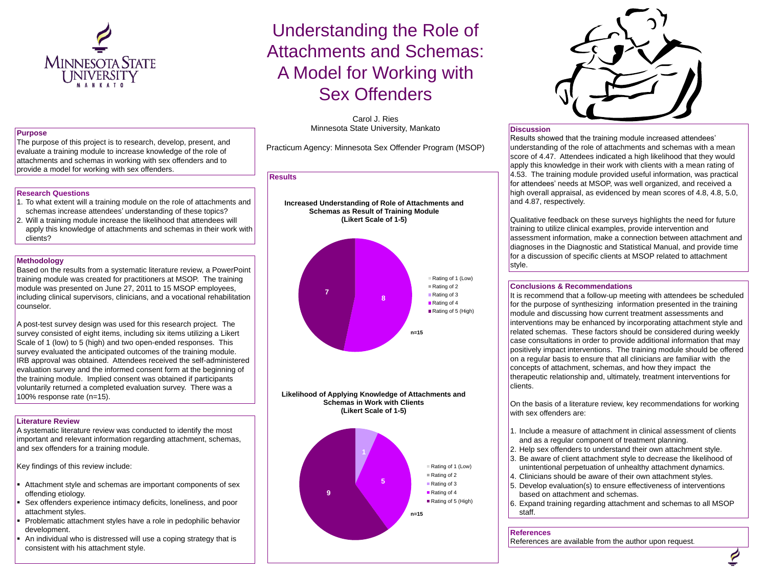# Understanding the Role of Attachments and Schemas: A Model for Working with Sex Offenders

Carol J. Ries
Minnesota State University, Mankato

Practicum Agency: Minnesota Sex Offender Program (MSOP)

## Purpose

The purpose of this project is to research, develop, present, and evaluate a training module to increase knowledge of the role of attachments and schemas in sex offenders and to provide a model for working with sex offenders.

## Research Questions

1. To what extent will a training module on the role of attachments and schemas increase attendees' understanding of these topics?
2. Will a training module increase the likelihood that attendees will apply this knowledge of attachments and schemas in their work with clients?

## Methodology

Based on the results from a systematic literature review, a PowerPoint training module was created for practitioners at MSOP. The training module was presented on June 27, 2011 to 15 MSOP employees, including clinical supervisors, clinicians, and a vocational rehabilitation counselor.

A post-test survey design was used for this research project. The survey consisted of eight items, including six items utilizing a Likert Scale of 1 (low) to 5 (high) and two open-ended responses. This survey evaluated the anticipated outcomes of the training module. IRB approval was obtained. Attendees received the self-administered evaluation survey and the informed consent form at the beginning of the training module. Implied consent was obtained if participants voluntarily returned a completed evaluation survey. There was a 100% response rate (n=15).

## Literature Review

A systematic literature review was conducted to identify the most important and relevant information regarding attachment, schemas, and sex offenders for a training module.

Key findings of this review include:

- Attachment style and schemas are important components of sex offending etiology.
- Sex offenders experience intimacy deficits, loneliness, and poor attachment styles.
- Problematic attachment styles have a role in pedophilic behavior development.
- An individual who is distressed will use a coping strategy that is consistent with his attachment style.

## Results

**Increased Understanding of Role of Attachments and Schemas as Result of Training Module (Likert Scale of 1-5)**

7
8

Rating of 1 (Low)
Rating of 2
Rating of 3
Rating of 4
Rating of 5 (High)

n=15

**Likelihood of Applying Knowledge of Attachments and Schemas in Work with Clients (Likert Scale of 1-5)**

1
5
9

Rating of 1 (Low)
Rating of 2
Rating of 3
Rating of 4
Rating of 5 (High)

n=15

## Discussion

Results showed that the training module increased attendees' understanding of the role of attachments and schemas with a mean score of 4.47. Attendees indicated a high likelihood that they would apply this knowledge in their work with clients with a mean rating of 4.53. The training module provided useful information, was practical for attendees' needs at MSOP, was well organized, and received a high overall appraisal, as evidenced by mean scores of 4.8, 4.8, 5.0, and 4.87, respectively.

Qualitative feedback on these surveys highlights the need for future training to utilize clinical examples, provide intervention and assessment information, make a connection between attachment and diagnoses in the Diagnostic and Statistical Manual, and provide time for a discussion of specific clients at MSOP related to attachment style.

## Conclusions & Recommendations

It is recommend that a follow-up meeting with attendees be scheduled for the purpose of synthesizing information presented in the training module and discussing how current treatment assessments and interventions may be enhanced by incorporating attachment style and related schemas. These factors should be considered during weekly case consultations in order to provide additional information that may positively impact interventions. The training module should be offered on a regular basis to ensure that all clinicians are familiar with the concepts of attachment, schemas, and how they impact the therapeutic relationship and, ultimately, treatment interventions for clients.

On the basis of a literature review, key recommendations for working with sex offenders are:

1. Include a measure of attachment in clinical assessment of clients and as a regular component of treatment planning.
2. Help sex offenders to understand their own attachment style.
3. Be aware of client attachment style to decrease the likelihood of unintentional perpetuation of unhealthy attachment dynamics.
4. Clinicians should be aware of their own attachment styles.
5. Develop evaluation(s) to ensure effectiveness of interventions based on attachment and schemas.
6. Expand training regarding attachment and schemas to all MSOP staff.

## References

References are available from the author upon request.